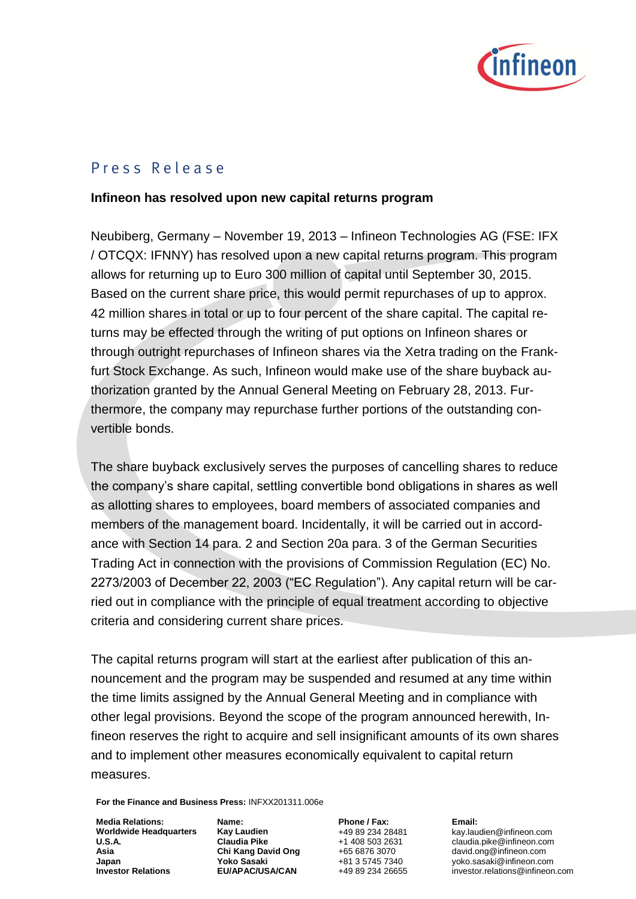# Press Release

**Infineon has resolved upon new capital returns program**

Neubiberg, Germany – November 19, 2013 – Infineon Technologies AG (FSE: IFX / OTCQX: IFNNY) has resolved upon a new capital returns program. This program allows for returning up to Euro 300 million of capital until September 30, 2015. Based on the current share price, this would permit repurchases of up to approx. 42 million shares in total or up to four percent of the share capital. The capital returns may be effected through the writing of put options on Infineon shares or through outright repurchases of Infineon shares via the Xetra trading on the Frankfurt Stock Exchange. As such, Infineon would make use of the share buyback authorization granted by the Annual General Meeting on February 28, 2013. Furthermore, the company may repurchase further portions of the outstanding convertible bonds.

The share buyback exclusively serves the purposes of cancelling shares to reduce the company's share capital, settling convertible bond obligations in shares as well as allotting shares to employees, board members of associated companies and members of the management board. Incidentally, it will be carried out in accordance with Section 14 para. 2 and Section 20a para. 3 of the German Securities Trading Act in connection with the provisions of Commission Regulation (EC) No. 2273/2003 of December 22, 2003 ("EC Regulation"). Any capital return will be carried out in compliance with the principle of equal treatment according to objective criteria and considering current share prices.

The capital returns program will start at the earliest after publication of this announcement and the program may be suspended and resumed at any time within the time limits assigned by the Annual General Meeting and in compliance with other legal provisions. Beyond the scope of the program announced herewith, Infineon reserves the right to acquire and sell insignificant amounts of its own shares and to implement other measures economically equivalent to capital return measures.

**For the Finance and Business Press:** INFXX201311.006e

| Media Relations: | Name: | Phone / Fax: | Email: |
|---|---|---|---|
| **Worldwide Headquarters** | **Kay Laudien** | +49 89 234 28481 | kay.laudien@infineon.com |
| **U.S.A.** | **Claudia Pike** | +1 408 503 2631 | claudia.pike@infineon.com |
| **Asia** | **Chi Kang David Ong** | +65 6876 3070 | david.ong@infineon.com |
| **Japan** | **Yoko Sasaki** | +81 3 5745 7340 | yoko.sasaki@infineon.com |
| **Investor Relations** | **EU/APAC/USA/CAN** | +49 89 234 26655 | investor.relations@infineon.com |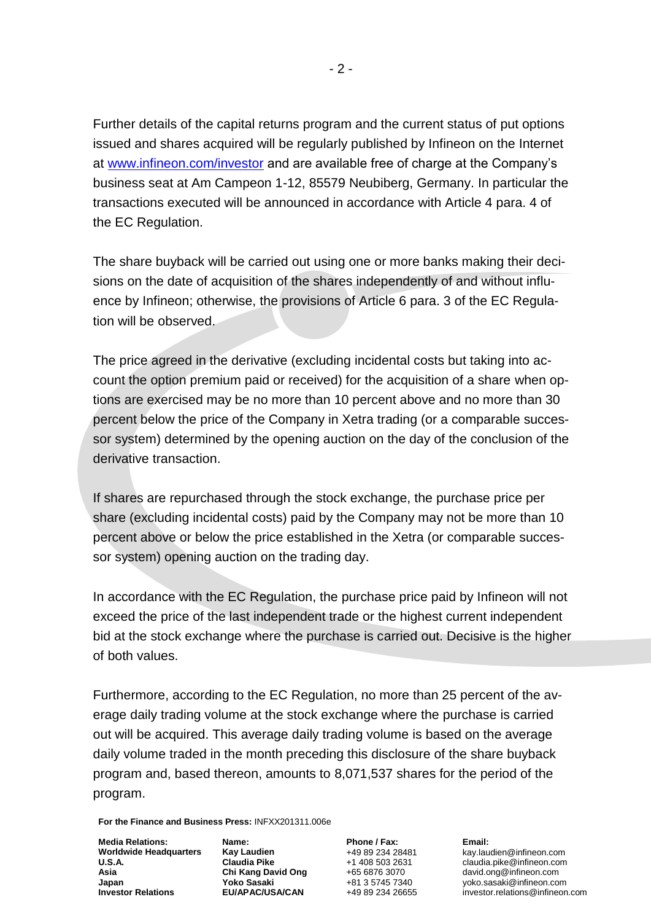Further details of the capital returns program and the current status of put options issued and shares acquired will be regularly published by Infineon on the Internet at www.infineon.com/investor and are available free of charge at the Company's business seat at Am Campeon 1-12, 85579 Neubiberg, Germany. In particular the transactions executed will be announced in accordance with Article 4 para. 4 of the EC Regulation.

The share buyback will be carried out using one or more banks making their decisions on the date of acquisition of the shares independently of and without influence by Infineon; otherwise, the provisions of Article 6 para. 3 of the EC Regulation will be observed.

The price agreed in the derivative (excluding incidental costs but taking into account the option premium paid or received) for the acquisition of a share when options are exercised may be no more than 10 percent above and no more than 30 percent below the price of the Company in Xetra trading (or a comparable successor system) determined by the opening auction on the day of the conclusion of the derivative transaction.

If shares are repurchased through the stock exchange, the purchase price per share (excluding incidental costs) paid by the Company may not be more than 10 percent above or below the price established in the Xetra (or comparable successor system) opening auction on the trading day.

In accordance with the EC Regulation, the purchase price paid by Infineon will not exceed the price of the last independent trade or the highest current independent bid at the stock exchange where the purchase is carried out. Decisive is the higher of both values.

Furthermore, according to the EC Regulation, no more than 25 percent of the average daily trading volume at the stock exchange where the purchase is carried out will be acquired. This average daily trading volume is based on the average daily volume traded in the month preceding this disclosure of the share buyback program and, based thereon, amounts to 8,071,537 shares for the period of the program.

**For the Finance and Business Press:** INFXX201311.006e

| **Media Relations:** | **Name:** | **Phone / Fax:** | **Email:** |
|---|---|---|---|
| **Worldwide Headquarters** | **Kay Laudien** | +49 89 234 28481 | kay.laudien@infineon.com |
| **U.S.A.** | **Claudia Pike** | +1 408 503 2631 | claudia.pike@infineon.com |
| **Asia** | **Chi Kang David Ong** | +65 6876 3070 | david.ong@infineon.com |
| **Japan** | **Yoko Sasaki** | +81 3 5745 7340 | yoko.sasaki@infineon.com |
| **Investor Relations** | **EU/APAC/USA/CAN** | +49 89 234 26655 | investor.relations@infineon.com |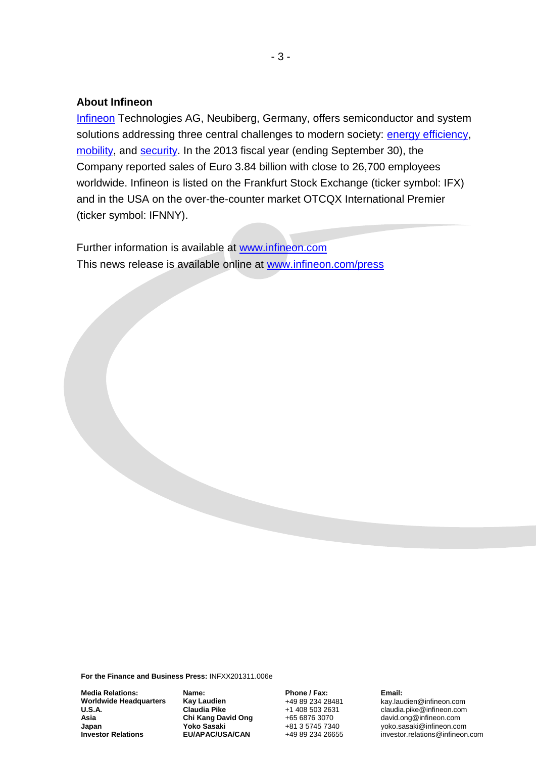## About Infineon

Infineon Technologies AG, Neubiberg, Germany, offers semiconductor and system solutions addressing three central challenges to modern society: energy efficiency, mobility, and security. In the 2013 fiscal year (ending September 30), the Company reported sales of Euro 3.84 billion with close to 26,700 employees worldwide. Infineon is listed on the Frankfurt Stock Exchange (ticker symbol: IFX) and in the USA on the over-the-counter market OTCQX International Premier (ticker symbol: IFNNY).

Further information is available at www.infineon.com
This news release is available online at www.infineon.com/press

**For the Finance and Business Press:** INFXX201311.006e

| **Media Relations:** | **Name:** | **Phone / Fax:** | **Email:** |
|---|---|---|---|
| **Worldwide Headquarters** | **Kay Laudien** | +49 89 234 28481 | kay.laudien@infineon.com |
| **U.S.A.** | **Claudia Pike** | +1 408 503 2631 | claudia.pike@infineon.com |
| **Asia** | **Chi Kang David Ong** | +65 6876 3070 | david.ong@infineon.com |
| **Japan** | **Yoko Sasaki** | +81 3 5745 7340 | yoko.sasaki@infineon.com |
| **Investor Relations** | **EU/APAC/USA/CAN** | +49 89 234 26655 | investor.relations@infineon.com |